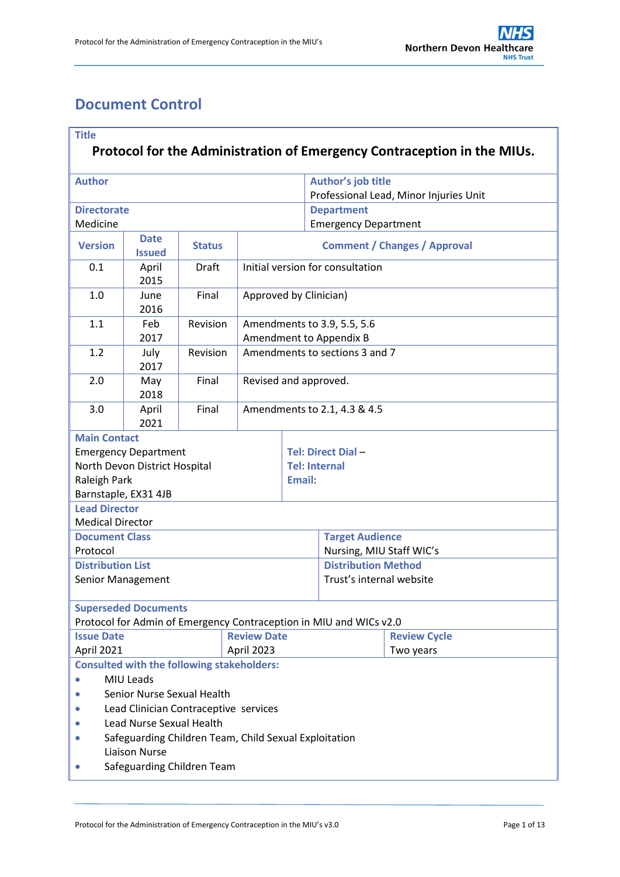# Document Control

| **Title** | | | |
|---|---|---|---|
| **Protocol for the Administration of Emergency Contraception in the MIUs.** | | | |
| **Author** | | **Author's job title**<br>Professional Lead, Minor Injuries Unit | |
| **Directorate**<br>Medicine | | **Department**<br>Emergency Department | |

| Version | Date Issued | Status | Comment / Changes / Approval |
|---|---|---|---|
| 0.1 | April 2015 | Draft | Initial version for consultation |
| 1.0 | June 2016 | Final | Approved by Clinician) |
| 1.1 | Feb 2017 | Revision | Amendments to 3.9, 5.5, 5.6<br>Amendment to Appendix B |
| 1.2 | July 2017 | Revision | Amendments to sections 3 and 7 |
| 2.0 | May 2018 | Final | Revised and approved. |
| 3.0 | April 2021 | Final | Amendments to 2.1, 4.3 & 4.5 |

| **Main Contact** | |
|---|---|
| Emergency Department<br>North Devon District Hospital<br>Raleigh Park<br>Barnstaple, EX31 4JB | **Tel: Direct Dial** –<br>**Tel: Internal**<br>**Email**: |
| **Lead Director**<br>Medical Director | |
| **Document Class**<br>Protocol | **Target Audience**<br>Nursing, MIU Staff WIC's |
| **Distribution List**<br>Senior Management | **Distribution Method**<br>Trust's internal website |
| **Superseded Documents**<br>Protocol for Admin of Emergency Contraception in MIU and WICs v2.0 | |

| **Issue Date** | **Review Date** | **Review Cycle** |
|---|---|---|
| April 2021 | April 2023 | Two years |

**Consulted with the following stakeholders:**

- MIU Leads
- Senior Nurse Sexual Health
- Lead Clinician Contraceptive services
- Lead Nurse Sexual Health
- Safeguarding Children Team, Child Sexual Exploitation Liaison Nurse
- Safeguarding Children Team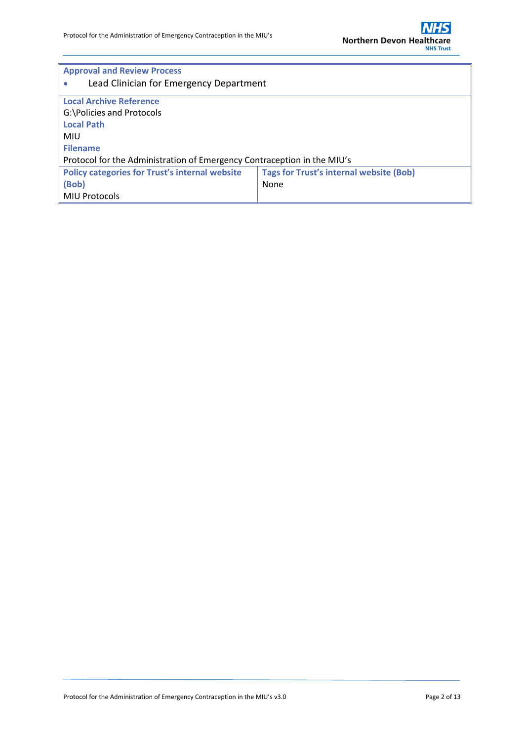| Approval and Review Process | |
|---|---|
| • Lead Clinician for Emergency Department | |
| **Local Archive Reference**<br>G:\Policies and Protocols<br>**Local Path**<br>MIU<br>**Filename**<br>Protocol for the Administration of Emergency Contraception in the MIU's | |
| **Policy categories for Trust's internal website (Bob)**<br>MIU Protocols | **Tags for Trust's internal website (Bob)**<br>None |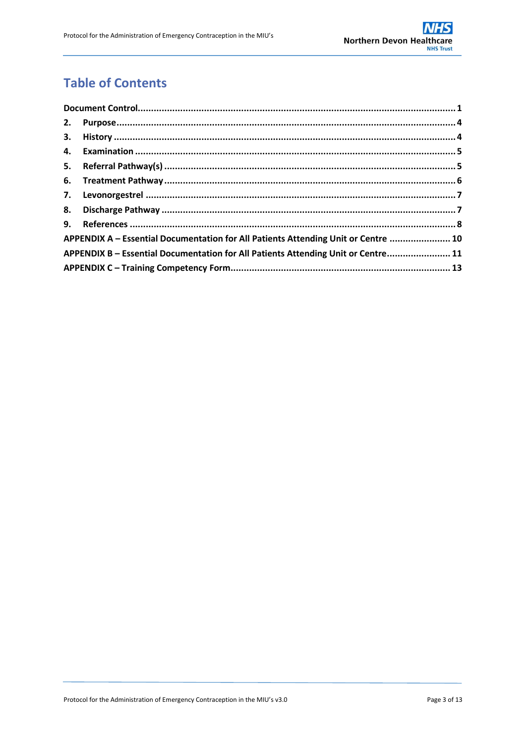# Table of Contents

Document Control....................................................................................................................1

2. Purpose....................................................................................................................4
3. History....................................................................................................................4
4. Examination....................................................................................................................5
5. Referral Pathway(s)....................................................................................................................5
6. Treatment Pathway....................................................................................................................6
7. Levonorgestrel....................................................................................................................7
8. Discharge Pathway....................................................................................................................7
9. References....................................................................................................................8

APPENDIX A – Essential Documentation for All Patients Attending Unit or Centre .......................10

APPENDIX B – Essential Documentation for All Patients Attending Unit or Centre.......................11

APPENDIX C – Training Competency Form....................................................................................13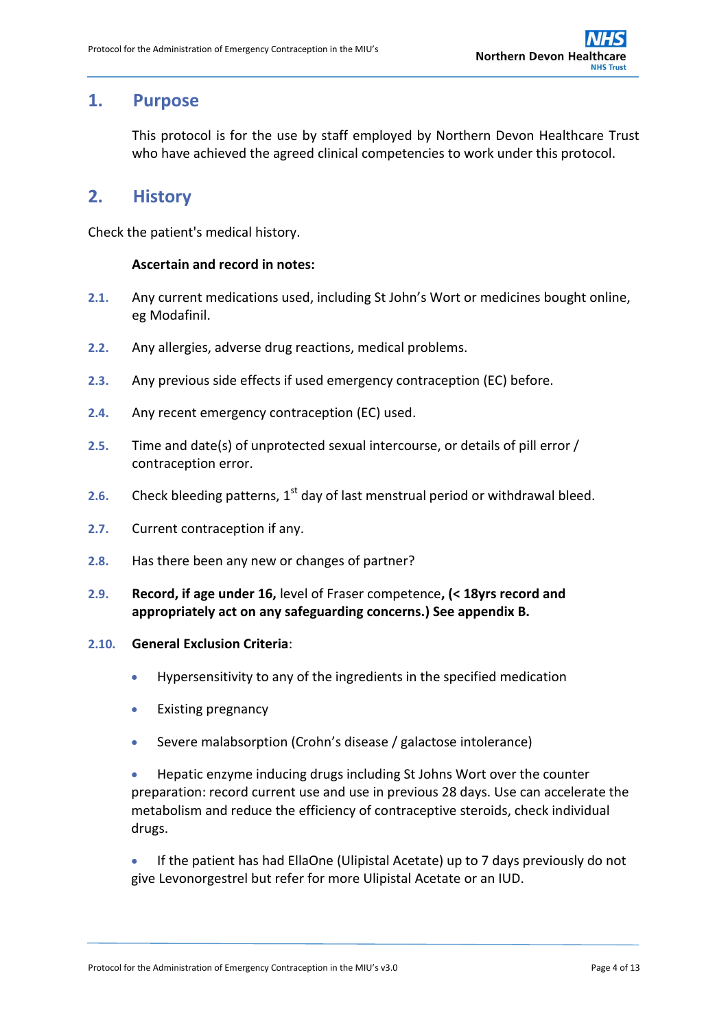## 1. Purpose

This protocol is for the use by staff employed by Northern Devon Healthcare Trust who have achieved the agreed clinical competencies to work under this protocol.

## 2. History

Check the patient's medical history.

**Ascertain and record in notes:**

2.1. Any current medications used, including St John's Wort or medicines bought online, eg Modafinil.

2.2. Any allergies, adverse drug reactions, medical problems.

2.3. Any previous side effects if used emergency contraception (EC) before.

2.4. Any recent emergency contraception (EC) used.

2.5. Time and date(s) of unprotected sexual intercourse, or details of pill error / contraception error.

2.6. Check bleeding patterns, 1st day of last menstrual period or withdrawal bleed.

2.7. Current contraception if any.

2.8. Has there been any new or changes of partner?

2.9. **Record, if age under 16,** level of Fraser competence**, (< 18yrs record and appropriately act on any safeguarding concerns.) See appendix B.**

2.10. **General Exclusion Criteria**:

- Hypersensitivity to any of the ingredients in the specified medication
- Existing pregnancy
- Severe malabsorption (Crohn's disease / galactose intolerance)
- Hepatic enzyme inducing drugs including St Johns Wort over the counter preparation: record current use and use in previous 28 days. Use can accelerate the metabolism and reduce the efficiency of contraceptive steroids, check individual drugs.
- If the patient has had EllaOne (Ulipistal Acetate) up to 7 days previously do not give Levonorgestrel but refer for more Ulipistal Acetate or an IUD.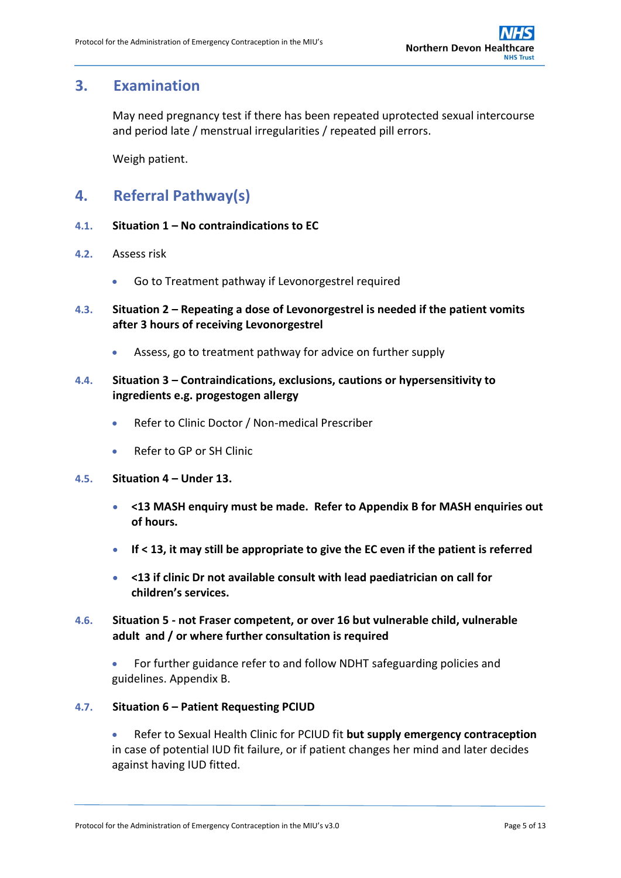## 3. Examination

May need pregnancy test if there has been repeated uprotected sexual intercourse and period late / menstrual irregularities / repeated pill errors.

Weigh patient.

## 4. Referral Pathway(s)

**4.1. Situation 1 – No contraindications to EC**

4.2. Assess risk

- Go to Treatment pathway if Levonorgestrel required

**4.3. Situation 2 – Repeating a dose of Levonorgestrel is needed if the patient vomits after 3 hours of receiving Levonorgestrel**

- Assess, go to treatment pathway for advice on further supply

**4.4. Situation 3 – Contraindications, exclusions, cautions or hypersensitivity to ingredients e.g. progestogen allergy**

- Refer to Clinic Doctor / Non-medical Prescriber
- Refer to GP or SH Clinic

**4.5. Situation 4 – Under 13.**

- **<13 MASH enquiry must be made. Refer to Appendix B for MASH enquiries out of hours.**
- **If < 13, it may still be appropriate to give the EC even if the patient is referred**
- **<13 if clinic Dr not available consult with lead paediatrician on call for children's services.**

**4.6. Situation 5 - not Fraser competent, or over 16 but vulnerable child, vulnerable adult and / or where further consultation is required**

- For further guidance refer to and follow NDHT safeguarding policies and guidelines. Appendix B.

**4.7. Situation 6 – Patient Requesting PCIUD**

- Refer to Sexual Health Clinic for PCIUD fit **but supply emergency contraception** in case of potential IUD fit failure, or if patient changes her mind and later decides against having IUD fitted.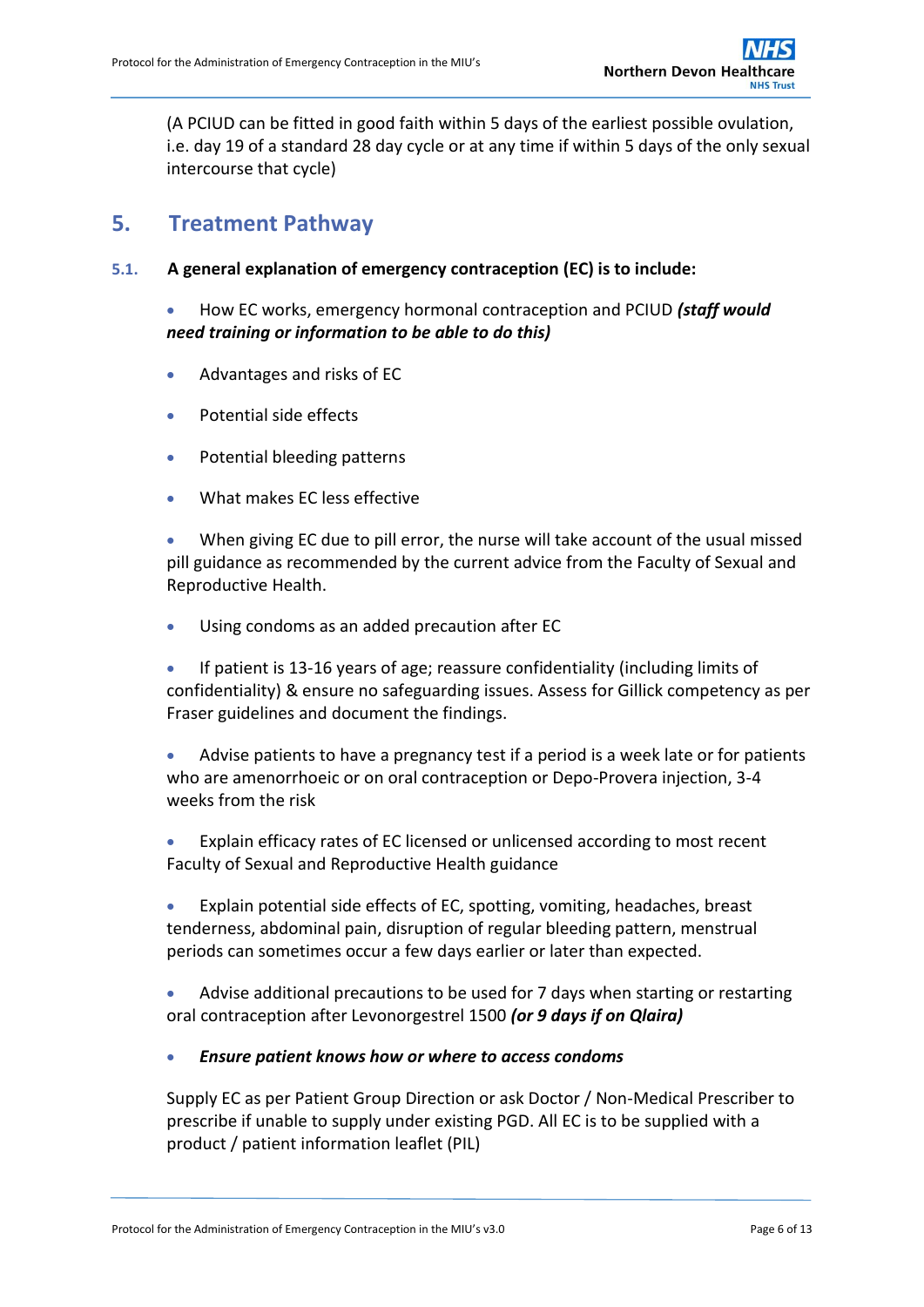(A PCIUD can be fitted in good faith within 5 days of the earliest possible ovulation, i.e. day 19 of a standard 28 day cycle or at any time if within 5 days of the only sexual intercourse that cycle)

## 5. Treatment Pathway

### 5.1. A general explanation of emergency contraception (EC) is to include:

- How EC works, emergency hormonal contraception and PCIUD ***(staff would need training or information to be able to do this)***
- Advantages and risks of EC
- Potential side effects
- Potential bleeding patterns
- What makes EC less effective
- When giving EC due to pill error, the nurse will take account of the usual missed pill guidance as recommended by the current advice from the Faculty of Sexual and Reproductive Health.
- Using condoms as an added precaution after EC
- If patient is 13-16 years of age; reassure confidentiality (including limits of confidentiality) & ensure no safeguarding issues. Assess for Gillick competency as per Fraser guidelines and document the findings.
- Advise patients to have a pregnancy test if a period is a week late or for patients who are amenorrhoeic or on oral contraception or Depo-Provera injection, 3-4 weeks from the risk
- Explain efficacy rates of EC licensed or unlicensed according to most recent Faculty of Sexual and Reproductive Health guidance
- Explain potential side effects of EC, spotting, vomiting, headaches, breast tenderness, abdominal pain, disruption of regular bleeding pattern, menstrual periods can sometimes occur a few days earlier or later than expected.
- Advise additional precautions to be used for 7 days when starting or restarting oral contraception after Levonorgestrel 1500 ***(or 9 days if on Qlaira)***
- ***Ensure patient knows how or where to access condoms***

Supply EC as per Patient Group Direction or ask Doctor / Non-Medical Prescriber to prescribe if unable to supply under existing PGD. All EC is to be supplied with a product / patient information leaflet (PIL)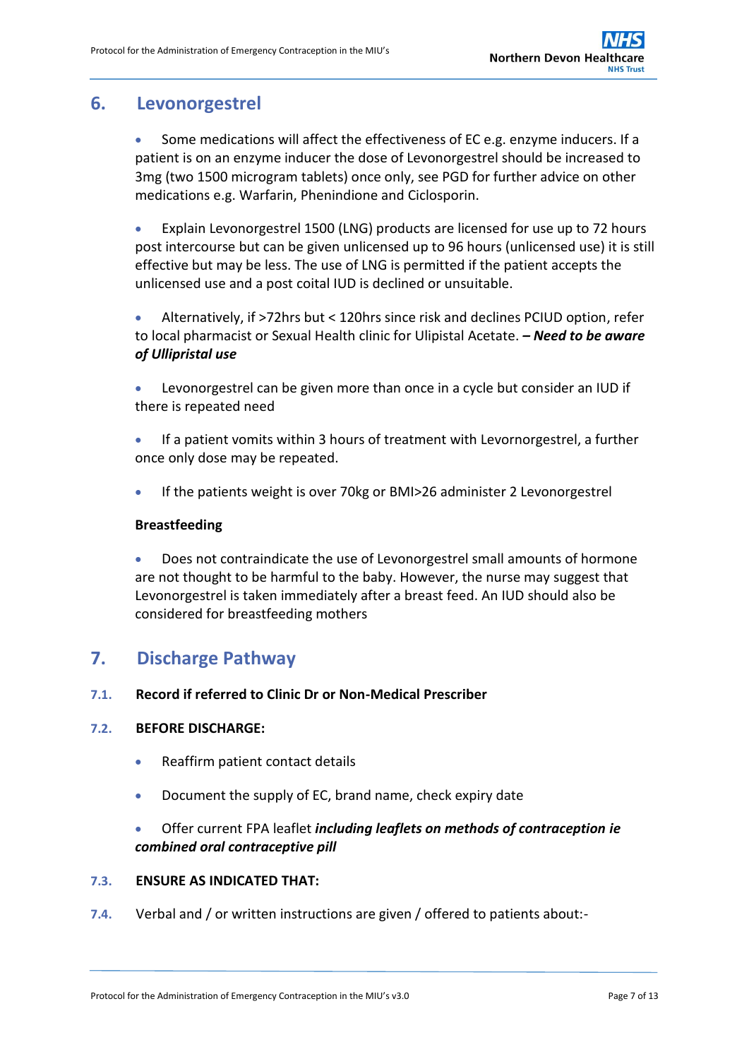## 6. Levonorgestrel

- Some medications will affect the effectiveness of EC e.g. enzyme inducers. If a patient is on an enzyme inducer the dose of Levonorgestrel should be increased to 3mg (two 1500 microgram tablets) once only, see PGD for further advice on other medications e.g. Warfarin, Phenindione and Ciclosporin.

- Explain Levonorgestrel 1500 (LNG) products are licensed for use up to 72 hours post intercourse but can be given unlicensed up to 96 hours (unlicensed use) it is still effective but may be less. The use of LNG is permitted if the patient accepts the unlicensed use and a post coital IUD is declined or unsuitable.

- Alternatively, if >72hrs but < 120hrs since risk and declines PCIUD option, refer to local pharmacist or Sexual Health clinic for Ulipistal Acetate. ***– Need to be aware of Ullipristal use***

- Levonorgestrel can be given more than once in a cycle but consider an IUD if there is repeated need

- If a patient vomits within 3 hours of treatment with Levornorgestrel, a further once only dose may be repeated.

- If the patients weight is over 70kg or BMI>26 administer 2 Levonorgestrel

**Breastfeeding**

- Does not contraindicate the use of Levonorgestrel small amounts of hormone are not thought to be harmful to the baby. However, the nurse may suggest that Levonorgestrel is taken immediately after a breast feed. An IUD should also be considered for breastfeeding mothers

## 7. Discharge Pathway

**7.1. Record if referred to Clinic Dr or Non-Medical Prescriber**

**7.2. BEFORE DISCHARGE:**

- Reaffirm patient contact details
- Document the supply of EC, brand name, check expiry date
- Offer current FPA leaflet ***including leaflets on methods of contraception ie combined oral contraceptive pill***

**7.3. ENSURE AS INDICATED THAT:**

7.4. Verbal and / or written instructions are given / offered to patients about:-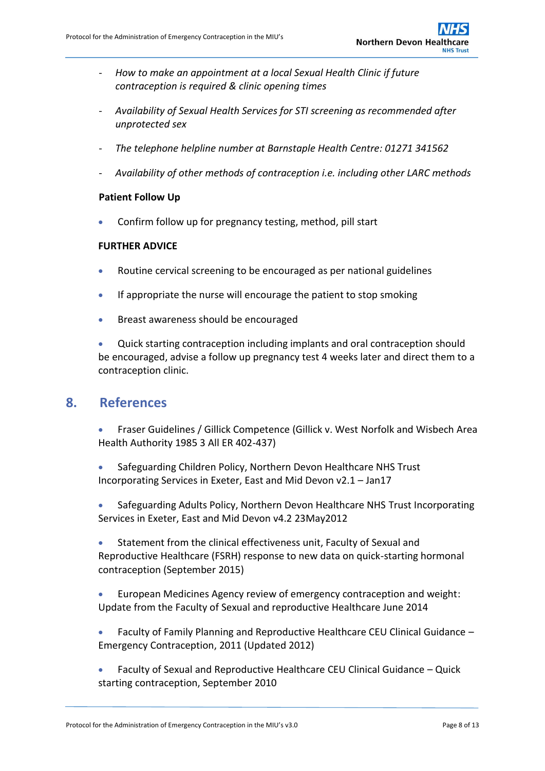- *How to make an appointment at a local Sexual Health Clinic if future contraception is required & clinic opening times*

- *Availability of Sexual Health Services for STI screening as recommended after unprotected sex*

- *The telephone helpline number at Barnstaple Health Centre: 01271 341562*

- *Availability of other methods of contraception i.e. including other LARC methods*

**Patient Follow Up**

- Confirm follow up for pregnancy testing, method, pill start

**FURTHER ADVICE**

- Routine cervical screening to be encouraged as per national guidelines
- If appropriate the nurse will encourage the patient to stop smoking
- Breast awareness should be encouraged
- Quick starting contraception including implants and oral contraception should be encouraged, advise a follow up pregnancy test 4 weeks later and direct them to a contraception clinic.

## 8. References

- Fraser Guidelines / Gillick Competence (Gillick v. West Norfolk and Wisbech Area Health Authority 1985 3 All ER 402-437)
- Safeguarding Children Policy, Northern Devon Healthcare NHS Trust Incorporating Services in Exeter, East and Mid Devon v2.1 – Jan17
- Safeguarding Adults Policy, Northern Devon Healthcare NHS Trust Incorporating Services in Exeter, East and Mid Devon v4.2 23May2012
- Statement from the clinical effectiveness unit, Faculty of Sexual and Reproductive Healthcare (FSRH) response to new data on quick-starting hormonal contraception (September 2015)
- European Medicines Agency review of emergency contraception and weight: Update from the Faculty of Sexual and reproductive Healthcare June 2014
- Faculty of Family Planning and Reproductive Healthcare CEU Clinical Guidance – Emergency Contraception, 2011 (Updated 2012)
- Faculty of Sexual and Reproductive Healthcare CEU Clinical Guidance – Quick starting contraception, September 2010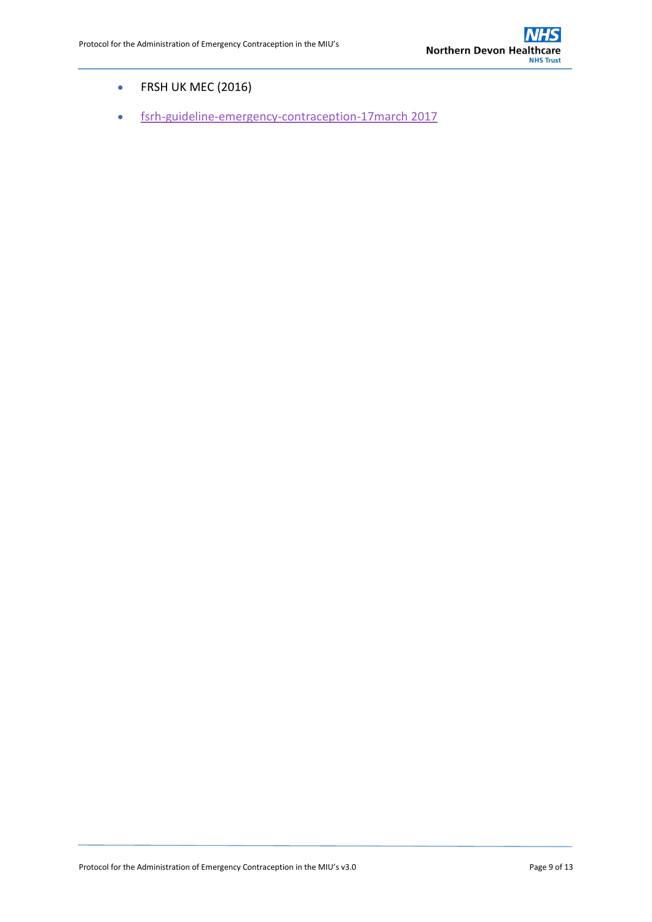- FRSH UK MEC (2016)
- fsrh-guideline-emergency-contraception-17march 2017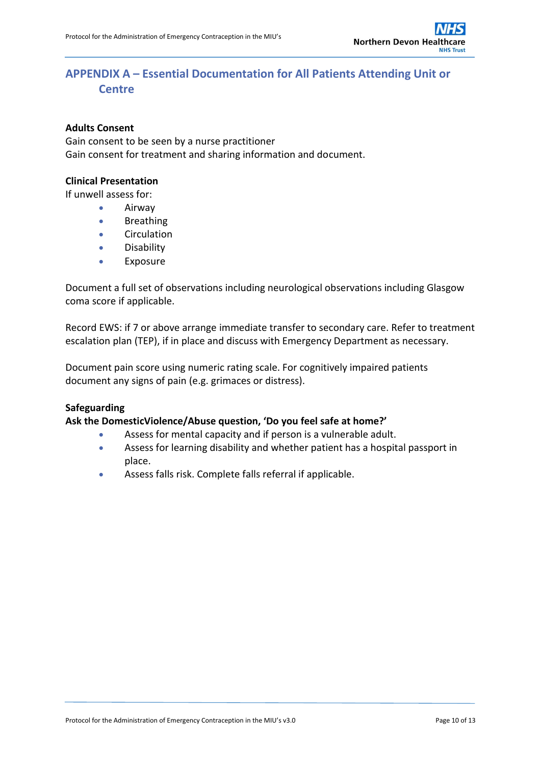# APPENDIX A – Essential Documentation for All Patients Attending Unit or Centre

**Adults Consent**
Gain consent to be seen by a nurse practitioner
Gain consent for treatment and sharing information and document.

**Clinical Presentation**
If unwell assess for:

- Airway
- Breathing
- Circulation
- Disability
- Exposure

Document a full set of observations including neurological observations including Glasgow coma score if applicable.

Record EWS: if 7 or above arrange immediate transfer to secondary care. Refer to treatment escalation plan (TEP), if in place and discuss with Emergency Department as necessary.

Document pain score using numeric rating scale. For cognitively impaired patients document any signs of pain (e.g. grimaces or distress).

**Safeguarding**
**Ask the DomesticViolence/Abuse question, 'Do you feel safe at home?'**

- Assess for mental capacity and if person is a vulnerable adult.
- Assess for learning disability and whether patient has a hospital passport in place.
- Assess falls risk. Complete falls referral if applicable.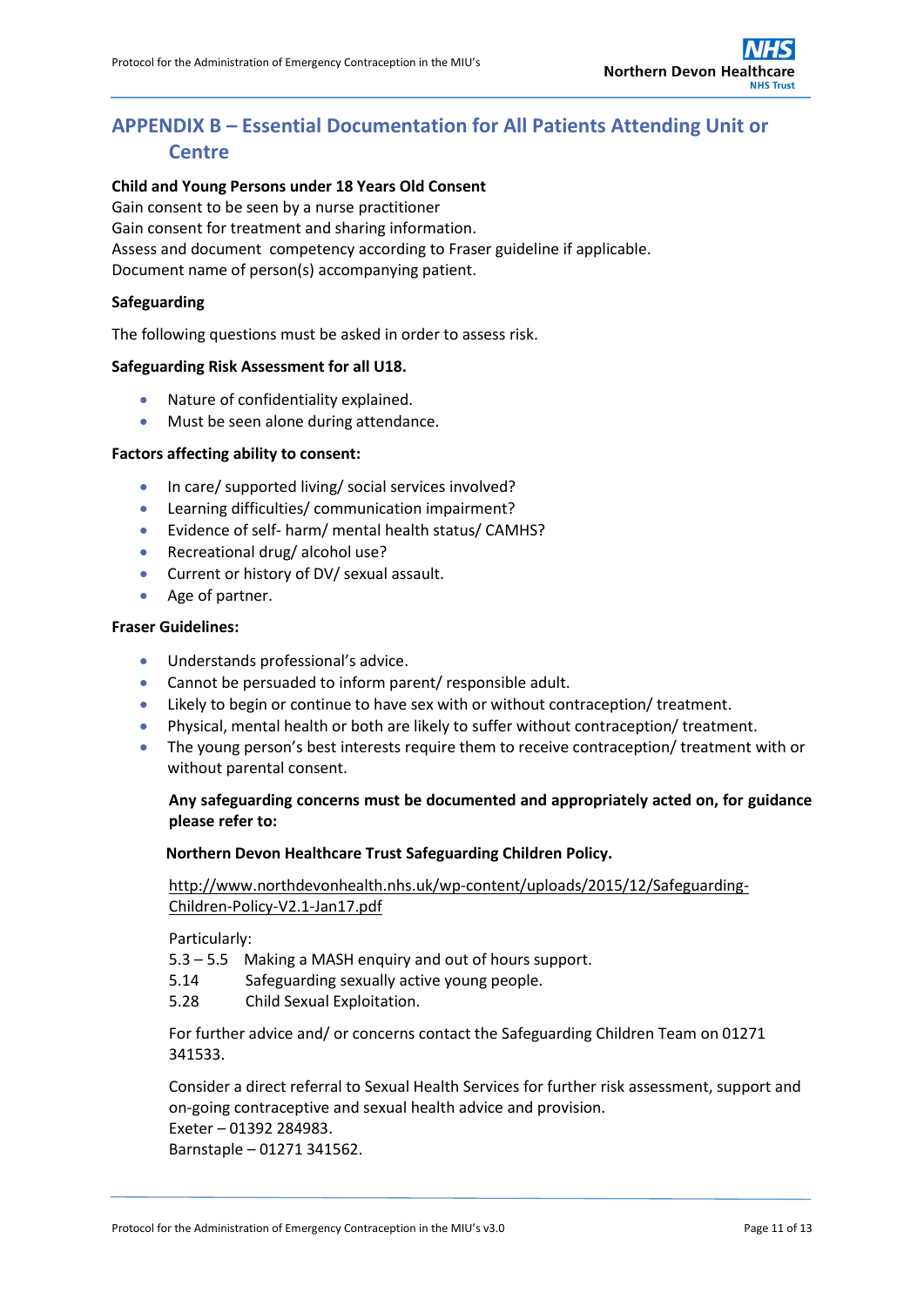## APPENDIX B – Essential Documentation for All Patients Attending Unit or Centre

**Child and Young Persons under 18 Years Old Consent**
Gain consent to be seen by a nurse practitioner
Gain consent for treatment and sharing information.
Assess and document competency according to Fraser guideline if applicable.
Document name of person(s) accompanying patient.

**Safeguarding**

The following questions must be asked in order to assess risk.

**Safeguarding Risk Assessment for all U18.**

- Nature of confidentiality explained.
- Must be seen alone during attendance.

**Factors affecting ability to consent:**

- In care/ supported living/ social services involved?
- Learning difficulties/ communication impairment?
- Evidence of self- harm/ mental health status/ CAMHS?
- Recreational drug/ alcohol use?
- Current or history of DV/ sexual assault.
- Age of partner.

**Fraser Guidelines:**

- Understands professional's advice.
- Cannot be persuaded to inform parent/ responsible adult.
- Likely to begin or continue to have sex with or without contraception/ treatment.
- Physical, mental health or both are likely to suffer without contraception/ treatment.
- The young person's best interests require them to receive contraception/ treatment with or without parental consent.

**Any safeguarding concerns must be documented and appropriately acted on, for guidance please refer to:**

**Northern Devon Healthcare Trust Safeguarding Children Policy.**

http://www.northdevonhealth.nhs.uk/wp-content/uploads/2015/12/Safeguarding-Children-Policy-V2.1-Jan17.pdf

Particularly:
5.3 – 5.5 Making a MASH enquiry and out of hours support.
5.14 Safeguarding sexually active young people.
5.28 Child Sexual Exploitation.

For further advice and/ or concerns contact the Safeguarding Children Team on 01271 341533.

Consider a direct referral to Sexual Health Services for further risk assessment, support and on-going contraceptive and sexual health advice and provision.
Exeter – 01392 284983.
Barnstaple – 01271 341562.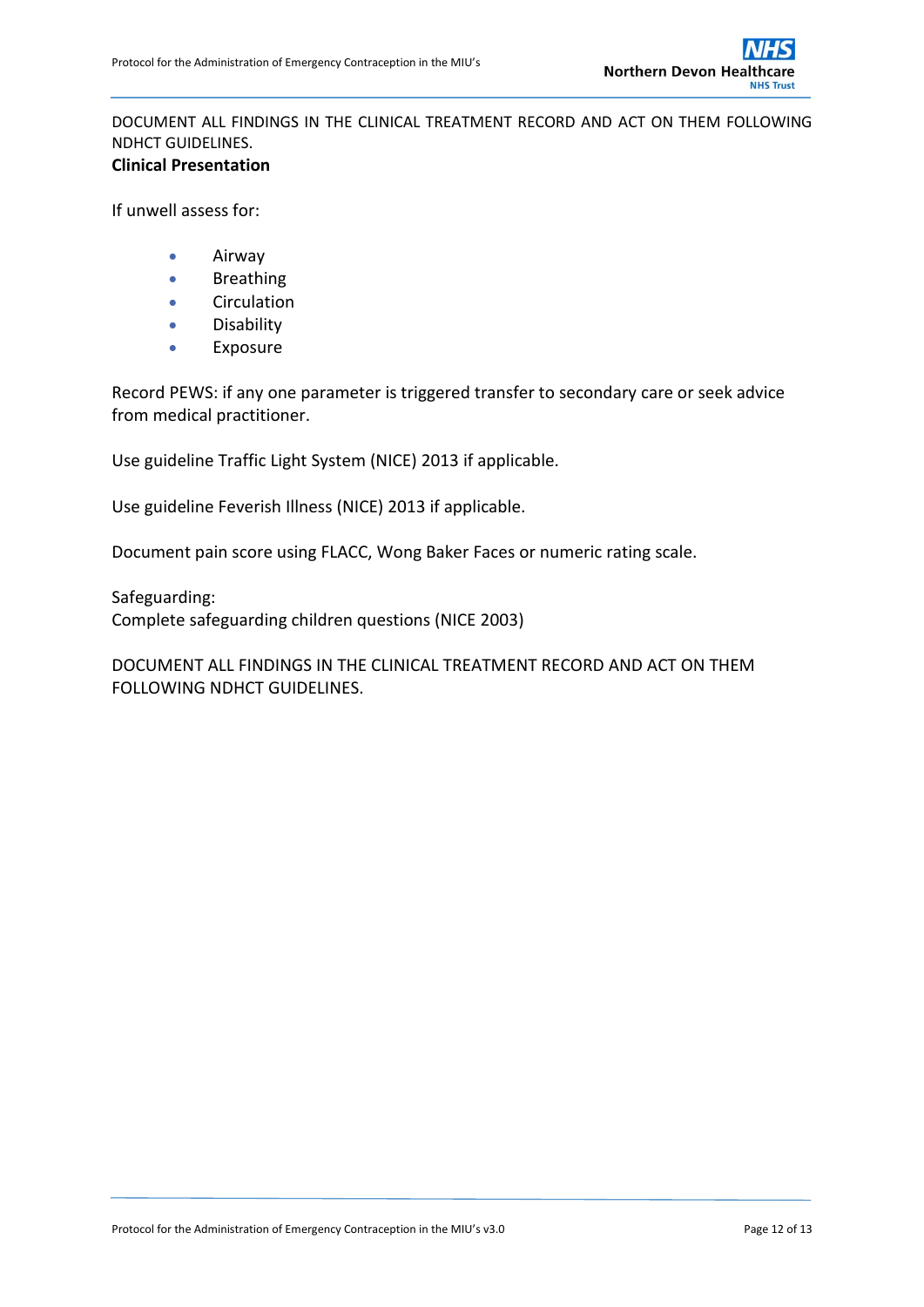DOCUMENT ALL FINDINGS IN THE CLINICAL TREATMENT RECORD AND ACT ON THEM FOLLOWING NDHCT GUIDELINES.

**Clinical Presentation**

If unwell assess for:

- Airway
- Breathing
- Circulation
- Disability
- Exposure

Record PEWS: if any one parameter is triggered transfer to secondary care or seek advice from medical practitioner.

Use guideline Traffic Light System (NICE) 2013 if applicable.

Use guideline Feverish Illness (NICE) 2013 if applicable.

Document pain score using FLACC, Wong Baker Faces or numeric rating scale.

Safeguarding:
Complete safeguarding children questions (NICE 2003)

DOCUMENT ALL FINDINGS IN THE CLINICAL TREATMENT RECORD AND ACT ON THEM FOLLOWING NDHCT GUIDELINES.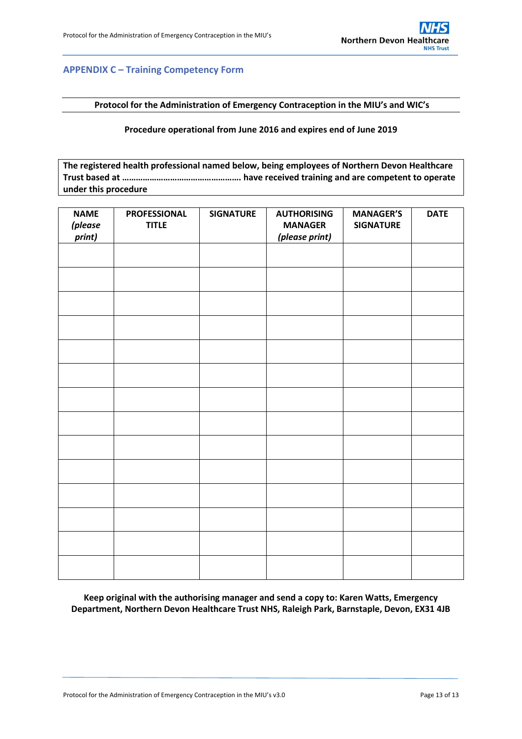## APPENDIX C – Training Competency Form

**Protocol for the Administration of Emergency Contraception in the MIU's and WIC's**

**Procedure operational from June 2016 and expires end of June 2019**

**The registered health professional named below, being employees of Northern Devon Healthcare Trust based at …………………………………………… have received training and are competent to operate under this procedure**

| NAME *(please print)* | PROFESSIONAL TITLE | SIGNATURE | AUTHORISING MANAGER *(please print)* | MANAGER'S SIGNATURE | DATE |
|---|---|---|---|---|---|
| | | | | | |
| | | | | | |
| | | | | | |
| | | | | | |
| | | | | | |
| | | | | | |
| | | | | | |
| | | | | | |
| | | | | | |
| | | | | | |
| | | | | | |
| | | | | | |
| | | | | | |
| | | | | | |

**Keep original with the authorising manager and send a copy to: Karen Watts, Emergency Department, Northern Devon Healthcare Trust NHS, Raleigh Park, Barnstaple, Devon, EX31 4JB**